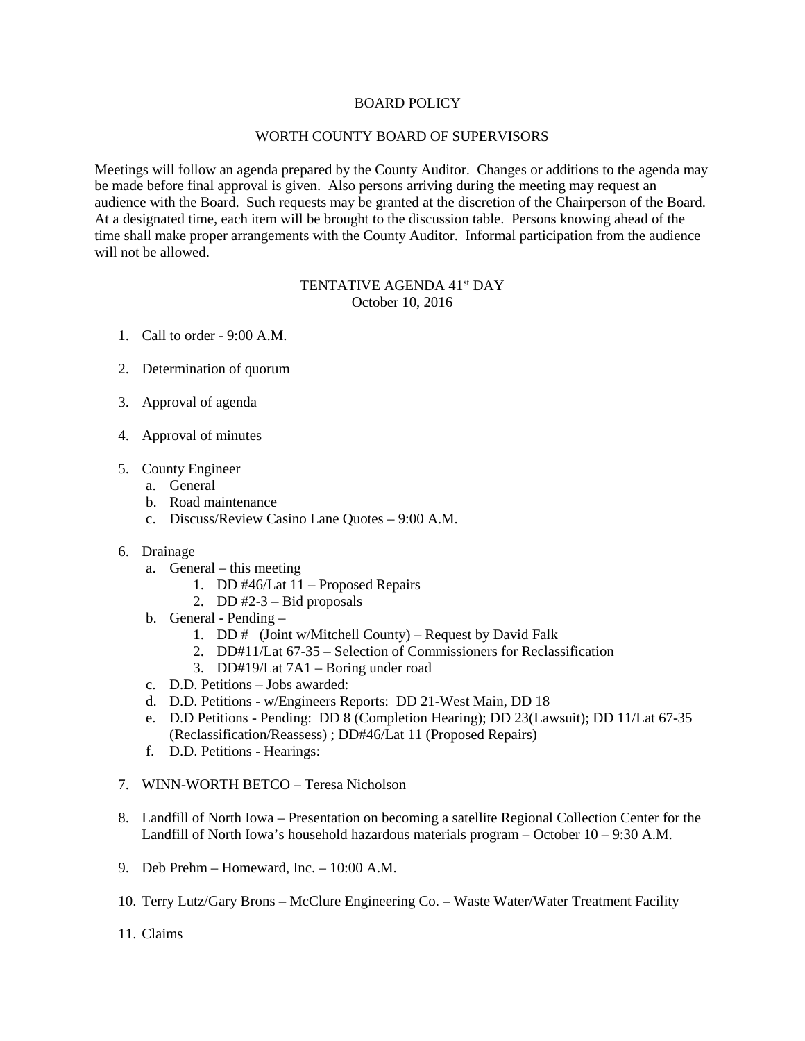# BOARD POLICY

## WORTH COUNTY BOARD OF SUPERVISORS

Meetings will follow an agenda prepared by the County Auditor. Changes or additions to the agenda may be made before final approval is given. Also persons arriving during the meeting may request an audience with the Board. Such requests may be granted at the discretion of the Chairperson of the Board. At a designated time, each item will be brought to the discussion table. Persons knowing ahead of the time shall make proper arrangements with the County Auditor. Informal participation from the audience will not be allowed.

## TENTATIVE AGENDA 41st DAY
October 10, 2016

1. Call to order - 9:00 A.M.

2. Determination of quorum

3. Approval of agenda

4. Approval of minutes

5. County Engineer
   a. General
   b. Road maintenance
   c. Discuss/Review Casino Lane Quotes – 9:00 A.M.

6. Drainage
   a. General – this meeting
      1. DD #46/Lat 11 – Proposed Repairs
      2. DD #2-3 – Bid proposals
   b. General - Pending –
      1. DD # (Joint w/Mitchell County) – Request by David Falk
      2. DD#11/Lat 67-35 – Selection of Commissioners for Reclassification
      3. DD#19/Lat 7A1 – Boring under road
   c. D.D. Petitions – Jobs awarded:
   d. D.D. Petitions - w/Engineers Reports: DD 21-West Main, DD 18
   e. D.D Petitions - Pending: DD 8 (Completion Hearing); DD 23(Lawsuit); DD 11/Lat 67-35 (Reclassification/Reassess) ; DD#46/Lat 11 (Proposed Repairs)
   f. D.D. Petitions - Hearings:

7. WINN-WORTH BETCO – Teresa Nicholson

8. Landfill of North Iowa – Presentation on becoming a satellite Regional Collection Center for the Landfill of North Iowa's household hazardous materials program – October 10 – 9:30 A.M.

9. Deb Prehm – Homeward, Inc. – 10:00 A.M.

10. Terry Lutz/Gary Brons – McClure Engineering Co. – Waste Water/Water Treatment Facility

11. Claims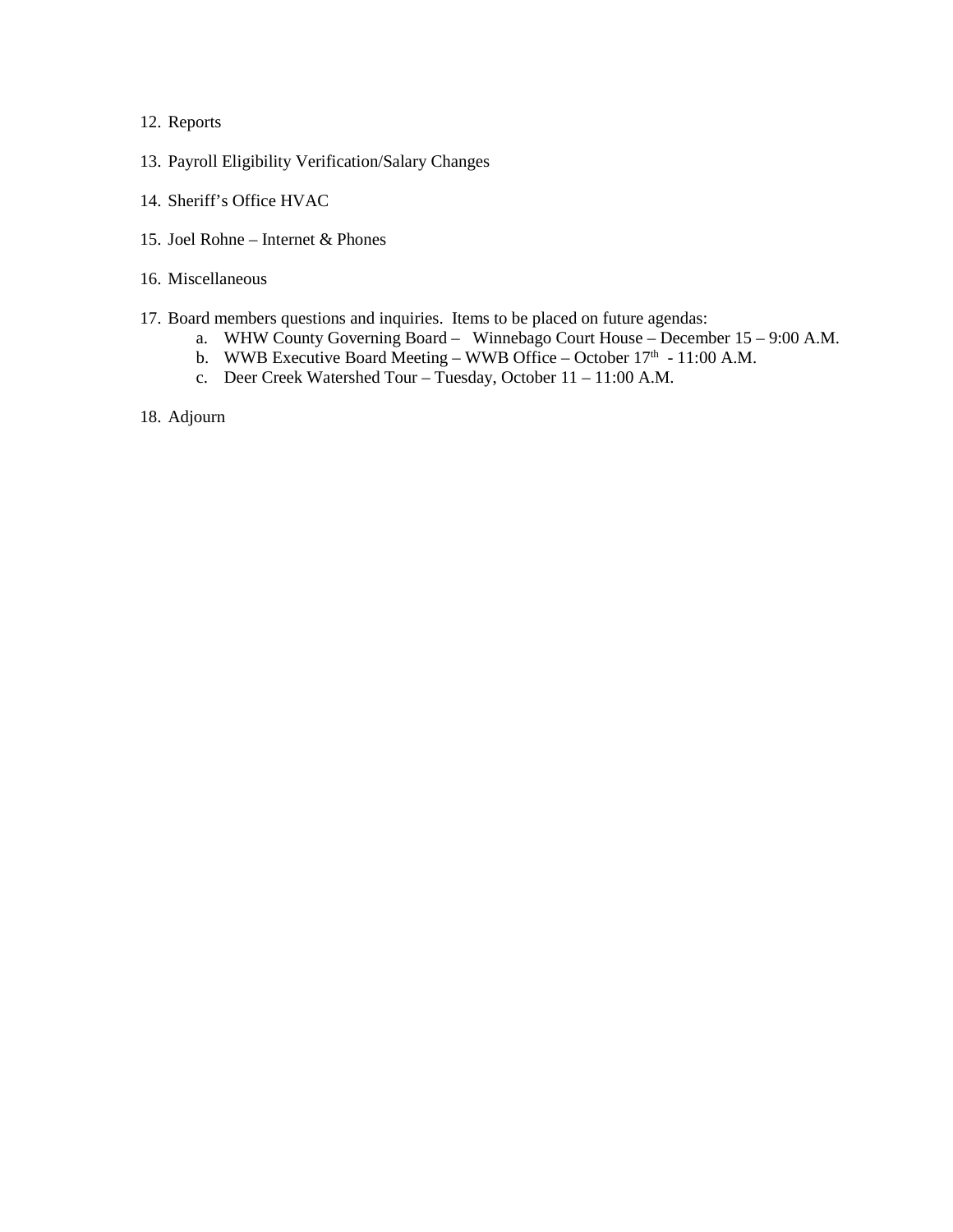12. Reports

13. Payroll Eligibility Verification/Salary Changes

14. Sheriff's Office HVAC

15. Joel Rohne – Internet & Phones

16. Miscellaneous

17. Board members questions and inquiries. Items to be placed on future agendas:
    a. WHW County Governing Board – Winnebago Court House – December 15 – 9:00 A.M.
    b. WWB Executive Board Meeting – WWB Office – October 17th - 11:00 A.M.
    c. Deer Creek Watershed Tour – Tuesday, October 11 – 11:00 A.M.

18. Adjourn